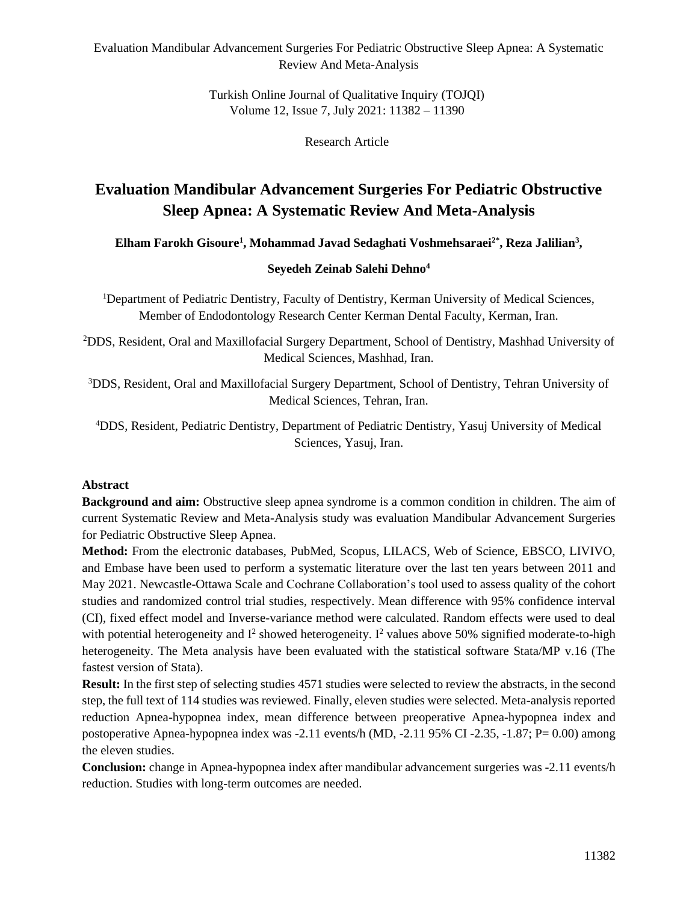Research Article

# Evaluation Mandibular Advancement Surgeries For Pediatric Obstructive Sleep Apnea: A Systematic Review And Meta-Analysis

**Elham Farokh Gisoure[1], Mohammad Javad Sedaghati Voshmehsaraei[2*], Reza Jalilian[3], Seyedeh Zeinab Salehi Dehno[4]**

[1]Department of Pediatric Dentistry, Faculty of Dentistry, Kerman University of Medical Sciences, Member of Endodontology Research Center Kerman Dental Faculty, Kerman, Iran.

[2]DDS, Resident, Oral and Maxillofacial Surgery Department, School of Dentistry, Mashhad University of Medical Sciences, Mashhad, Iran.

[3]DDS, Resident, Oral and Maxillofacial Surgery Department, School of Dentistry, Tehran University of Medical Sciences, Tehran, Iran.

[4]DDS, Resident, Pediatric Dentistry, Department of Pediatric Dentistry, Yasuj University of Medical Sciences, Yasuj, Iran.

## Abstract

**Background and aim:** Obstructive sleep apnea syndrome is a common condition in children. The aim of current Systematic Review and Meta-Analysis study was evaluation Mandibular Advancement Surgeries for Pediatric Obstructive Sleep Apnea.

**Method:** From the electronic databases, PubMed, Scopus, LILACS, Web of Science, EBSCO, LIVIVO, and Embase have been used to perform a systematic literature over the last ten years between 2011 and May 2021. Newcastle-Ottawa Scale and Cochrane Collaboration's tool used to assess quality of the cohort studies and randomized control trial studies, respectively. Mean difference with 95% confidence interval (CI), fixed effect model and Inverse-variance method were calculated. Random effects were used to deal with potential heterogeneity and $I^2$ showed heterogeneity. $I^2$ values above 50% signified moderate-to-high heterogeneity. The Meta analysis have been evaluated with the statistical software Stata/MP v.16 (The fastest version of Stata).

**Result:** In the first step of selecting studies 4571 studies were selected to review the abstracts, in the second step, the full text of 114 studies was reviewed. Finally, eleven studies were selected. Meta-analysis reported reduction Apnea-hypopnea index, mean difference between preoperative Apnea-hypopnea index and postoperative Apnea-hypopnea index was -2.11 events/h (MD, -2.11 95% CI -2.35, -1.87; P= 0.00) among the eleven studies.

**Conclusion:** change in Apnea-hypopnea index after mandibular advancement surgeries was -2.11 events/h reduction. Studies with long-term outcomes are needed.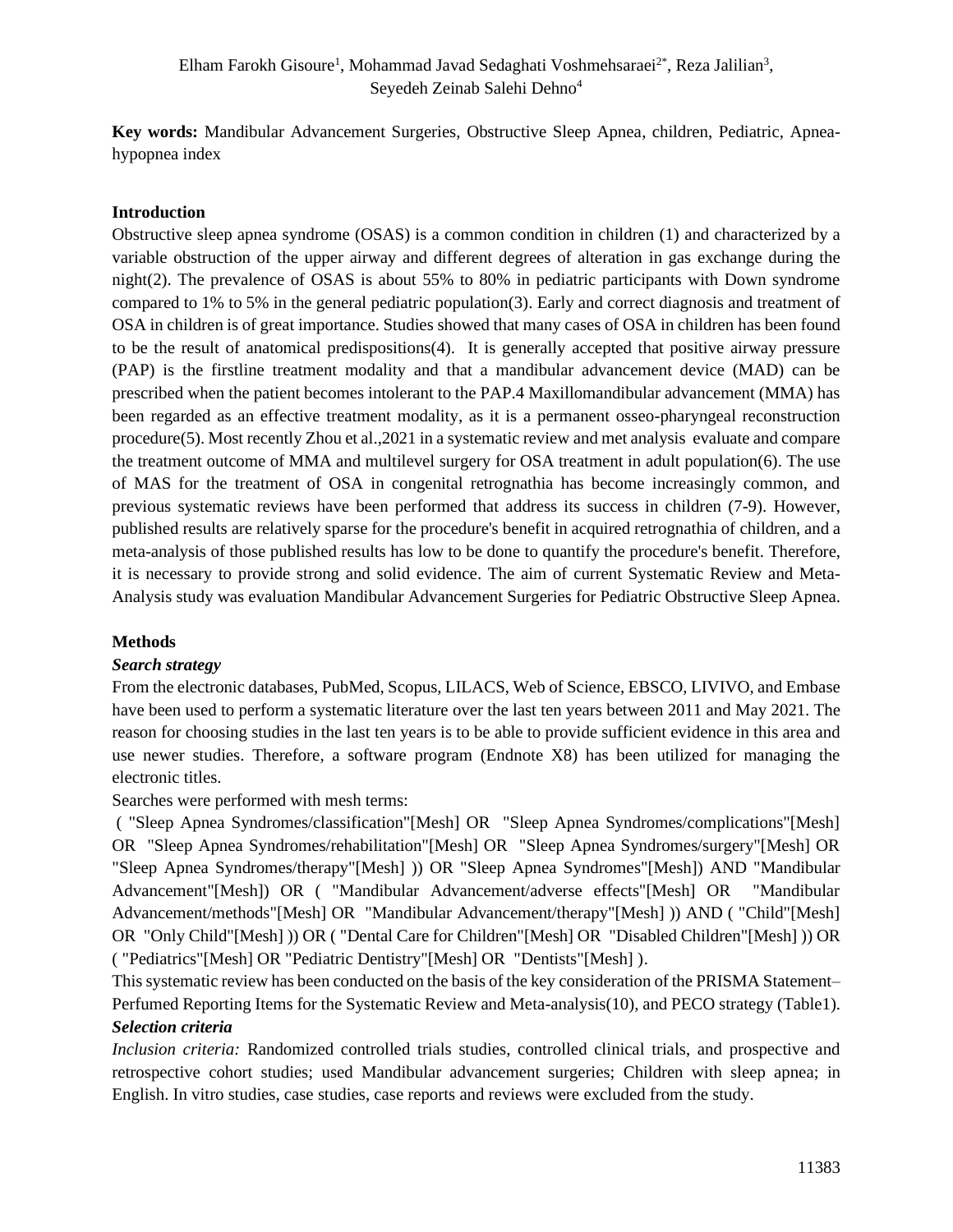Elham Farokh Gisoure[1], Mohammad Javad Sedaghati Voshmehsaraei[2*], Reza Jalilian[3], Seyedeh Zeinab Salehi Dehno[4]

**Key words:** Mandibular Advancement Surgeries, Obstructive Sleep Apnea, children, Pediatric, Apnea-hypopnea index

## Introduction

Obstructive sleep apnea syndrome (OSAS) is a common condition in children (1) and characterized by a variable obstruction of the upper airway and different degrees of alteration in gas exchange during the night(2). The prevalence of OSAS is about 55% to 80% in pediatric participants with Down syndrome compared to 1% to 5% in the general pediatric population(3). Early and correct diagnosis and treatment of OSA in children is of great importance. Studies showed that many cases of OSA in children has been found to be the result of anatomical predispositions(4). It is generally accepted that positive airway pressure (PAP) is the firstline treatment modality and that a mandibular advancement device (MAD) can be prescribed when the patient becomes intolerant to the PAP.4 Maxillomandibular advancement (MMA) has been regarded as an effective treatment modality, as it is a permanent osseo-pharyngeal reconstruction procedure(5). Most recently Zhou et al.,2021 in a systematic review and met analysis evaluate and compare the treatment outcome of MMA and multilevel surgery for OSA treatment in adult population(6). The use of MAS for the treatment of OSA in congenital retrognathia has become increasingly common, and previous systematic reviews have been performed that address its success in children (7-9). However, published results are relatively sparse for the procedure's benefit in acquired retrognathia of children, and a meta-analysis of those published results has low to be done to quantify the procedure's benefit. Therefore, it is necessary to provide strong and solid evidence. The aim of current Systematic Review and Meta-Analysis study was evaluation Mandibular Advancement Surgeries for Pediatric Obstructive Sleep Apnea.

## Methods

### *Search strategy*

From the electronic databases, PubMed, Scopus, LILACS, Web of Science, EBSCO, LIVIVO, and Embase have been used to perform a systematic literature over the last ten years between 2011 and May 2021. The reason for choosing studies in the last ten years is to be able to provide sufficient evidence in this area and use newer studies. Therefore, a software program (Endnote X8) has been utilized for managing the electronic titles.

Searches were performed with mesh terms:

( "Sleep Apnea Syndromes/classification"[Mesh] OR "Sleep Apnea Syndromes/complications"[Mesh] OR "Sleep Apnea Syndromes/rehabilitation"[Mesh] OR "Sleep Apnea Syndromes/surgery"[Mesh] OR "Sleep Apnea Syndromes/therapy"[Mesh] )) OR "Sleep Apnea Syndromes"[Mesh]) AND "Mandibular Advancement"[Mesh]) OR ( "Mandibular Advancement/adverse effects"[Mesh] OR "Mandibular Advancement/methods"[Mesh] OR "Mandibular Advancement/therapy"[Mesh] )) AND ( "Child"[Mesh] OR "Only Child"[Mesh] )) OR ( "Dental Care for Children"[Mesh] OR "Disabled Children"[Mesh] )) OR ( "Pediatrics"[Mesh] OR "Pediatric Dentistry"[Mesh] OR "Dentists"[Mesh] ).

This systematic review has been conducted on the basis of the key consideration of the PRISMA Statement–Perfumed Reporting Items for the Systematic Review and Meta-analysis(10), and PECO strategy (Table1).

### *Selection criteria*

*Inclusion criteria:* Randomized controlled trials studies, controlled clinical trials, and prospective and retrospective cohort studies; used Mandibular advancement surgeries; Children with sleep apnea; in English. In vitro studies, case studies, case reports and reviews were excluded from the study.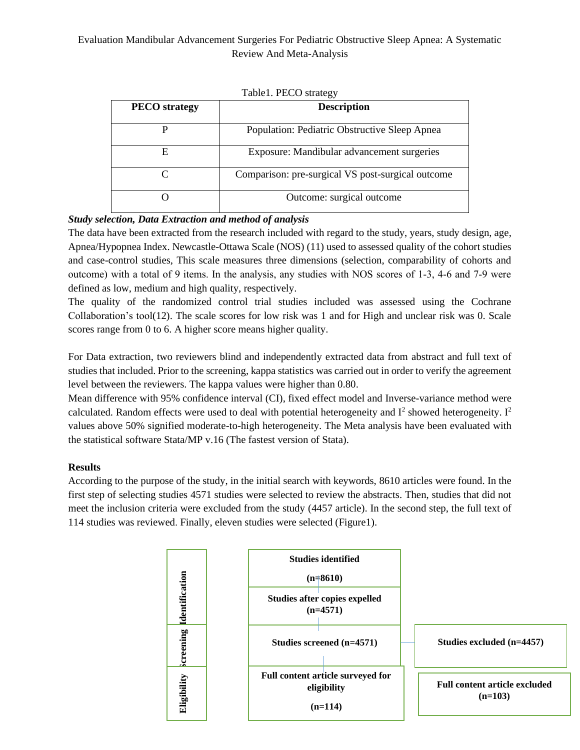Table1. PECO strategy

| PECO strategy | Description |
| --- | --- |
| P | Population: Pediatric Obstructive Sleep Apnea |
| E | Exposure: Mandibular advancement surgeries |
| C | Comparison: pre-surgical VS post-surgical outcome |
| O | Outcome: surgical outcome |

***Study selection, Data Extraction and method of analysis***

The data have been extracted from the research included with regard to the study, years, study design, age, Apnea/Hypopnea Index. Newcastle-Ottawa Scale (NOS) (11) used to assessed quality of the cohort studies and case-control studies, This scale measures three dimensions (selection, comparability of cohorts and outcome) with a total of 9 items. In the analysis, any studies with NOS scores of 1-3, 4-6 and 7-9 were defined as low, medium and high quality, respectively.

The quality of the randomized control trial studies included was assessed using the Cochrane Collaboration's tool(12). The scale scores for low risk was 1 and for High and unclear risk was 0. Scale scores range from 0 to 6. A higher score means higher quality.

For Data extraction, two reviewers blind and independently extracted data from abstract and full text of studies that included. Prior to the screening, kappa statistics was carried out in order to verify the agreement level between the reviewers. The kappa values were higher than 0.80.

Mean difference with 95% confidence interval (CI), fixed effect model and Inverse-variance method were calculated. Random effects were used to deal with potential heterogeneity and $I^2$ showed heterogeneity. $I^2$ values above 50% signified moderate-to-high heterogeneity. The Meta analysis have been evaluated with the statistical software Stata/MP v.16 (The fastest version of Stata).

**Results**

According to the purpose of the study, in the initial search with keywords, 8610 articles were found. In the first step of selecting studies 4571 studies were selected to review the abstracts. Then, studies that did not meet the inclusion criteria were excluded from the study (4457 article). In the second step, the full text of 114 studies was reviewed. Finally, eleven studies were selected (Figure1).

**Identification**

**Studies identified (n=8610)**

**Studies after copies expelled (n=4571)**

**Screening**

**Studies screened (n=4571)**

**Studies excluded (n=4457)**

**Eligibility**

**Full content article surveyed for eligibility (n=114)**

**Full content article excluded (n=103)**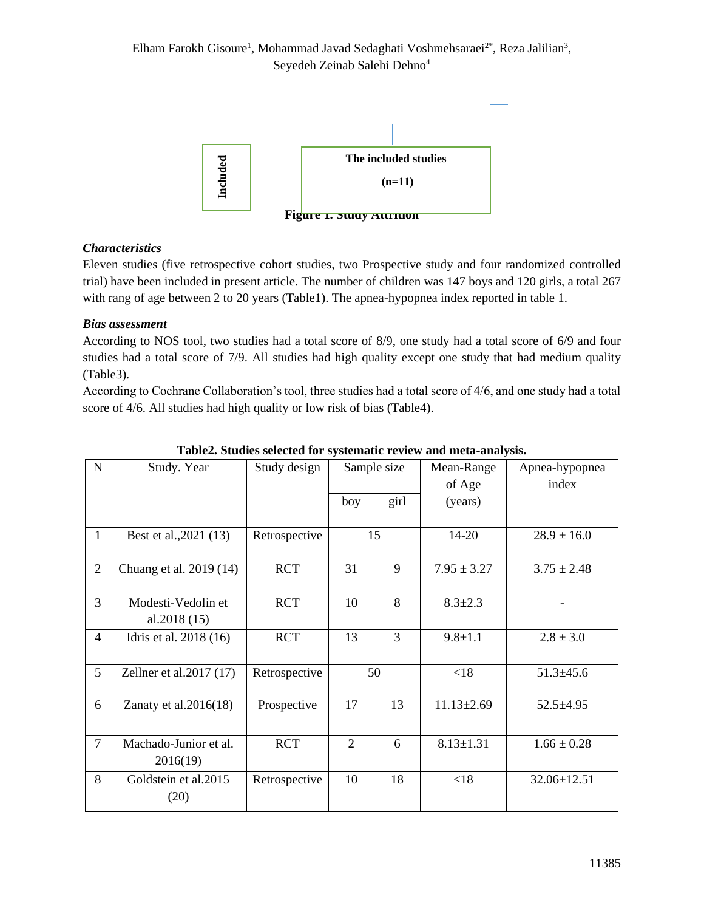Included

The included studies

(n=11)

**Figure 1. Study Attrition**

### *Characteristics*

Eleven studies (five retrospective cohort studies, two Prospective study and four randomized controlled trial) have been included in present article. The number of children was 147 boys and 120 girls, a total 267 with rang of age between 2 to 20 years (Table1). The apnea-hypopnea index reported in table 1.

### *Bias assessment*

According to NOS tool, two studies had a total score of 8/9, one study had a total score of 6/9 and four studies had a total score of 7/9. All studies had high quality except one study that had medium quality (Table3).

According to Cochrane Collaboration's tool, three studies had a total score of 4/6, and one study had a total score of 4/6. All studies had high quality or low risk of bias (Table4).

**Table2. Studies selected for systematic review and meta-analysis.**

| N | Study. Year | Study design | Sample size | | Mean-Range of Age (years) | Apnea-hypopnea index |
|---|---|---|---|---|---|---|
| | | | boy | girl | | |
| 1 | Best et al.,2021 (13) | Retrospective | 15 | | 14-20 | 28.9 ± 16.0 |
| 2 | Chuang et al. 2019 (14) | RCT | 31 | 9 | 7.95 ± 3.27 | 3.75 ± 2.48 |
| 3 | Modesti-Vedolin et al.2018 (15) | RCT | 10 | 8 | 8.3±2.3 | - |
| 4 | Idris et al. 2018 (16) | RCT | 13 | 3 | 9.8±1.1 | 2.8 ± 3.0 |
| 5 | Zellner et al.2017 (17) | Retrospective | 50 | | <18 | 51.3±45.6 |
| 6 | Zanaty et al.2016(18) | Prospective | 17 | 13 | 11.13±2.69 | 52.5±4.95 |
| 7 | Machado-Junior et al. 2016(19) | RCT | 2 | 6 | 8.13±1.31 | 1.66 ± 0.28 |
| 8 | Goldstein et al.2015 (20) | Retrospective | 10 | 18 | <18 | 32.06±12.51 |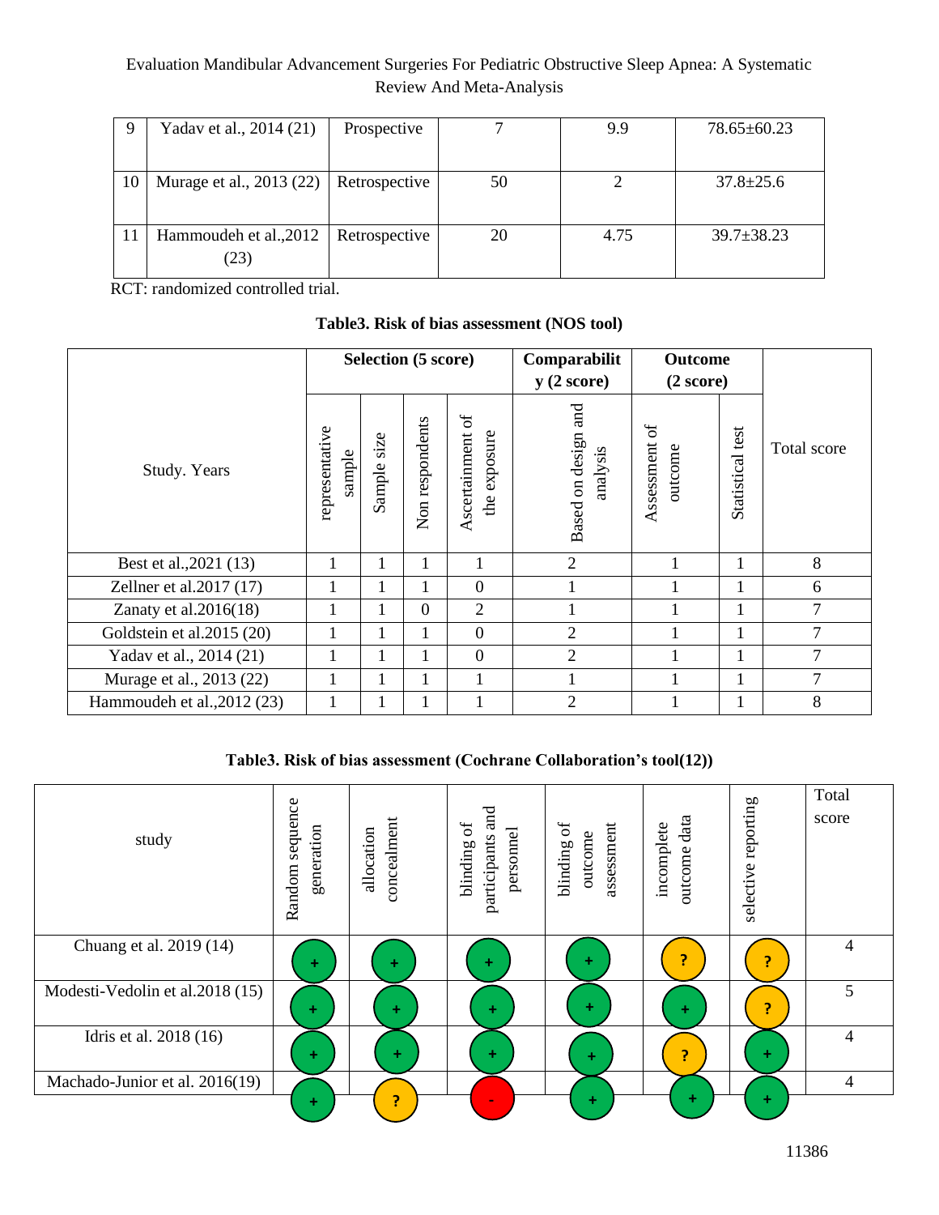| 9 | Yadav et al., 2014 (21) | Prospective | 7 | 9.9 | 78.65±60.23 |
|---|---|---|---|---|---|
| 10 | Murage et al., 2013 (22) | Retrospective | 50 | 2 | 37.8±25.6 |
| 11 | Hammoudeh et al.,2012 (23) | Retrospective | 20 | 4.75 | 39.7±38.23 |

RCT: randomized controlled trial.

**Table3. Risk of bias assessment (NOS tool)**

| Study. Years | Selection (5 score) | | | | Comparability (2 score) | Outcome (2 score) | | Total score |
|---|---|---|---|---|---|---|---|---|
| | representative sample | Sample size | Non respondents | Ascertainment of the exposure | Based on design and analysis | Assessment of outcome | Statistical test | |
| Best et al.,2021 (13) | 1 | 1 | 1 | 1 | 2 | 1 | 1 | 8 |
| Zellner et al.2017 (17) | 1 | 1 | 1 | 0 | 1 | 1 | 1 | 6 |
| Zanaty et al.2016(18) | 1 | 1 | 0 | 2 | 1 | 1 | 1 | 7 |
| Goldstein et al.2015 (20) | 1 | 1 | 1 | 0 | 2 | 1 | 1 | 7 |
| Yadav et al., 2014 (21) | 1 | 1 | 1 | 0 | 2 | 1 | 1 | 7 |
| Murage et al., 2013 (22) | 1 | 1 | 1 | 1 | 1 | 1 | 1 | 7 |
| Hammoudeh et al.,2012 (23) | 1 | 1 | 1 | 1 | 2 | 1 | 1 | 8 |

**Table3. Risk of bias assessment (Cochrane Collaboration's tool(12))**

| study | Random sequence generation | allocation concealment | blinding of participants and personnel | blinding of outcome assessment | incomplete outcome data | selective reporting | Total score |
|---|---|---|---|---|---|---|---|
| Chuang et al. 2019 (14) | + | + | + | + | ? | ? | 4 |
| Modesti-Vedolin et al.2018 (15) | + | + | + | + | + | ? | 5 |
| Idris et al. 2018 (16) | + | + | + | + | ? | + | 4 |
| Machado-Junior et al. 2016(19) | + | ? | - | + | + | + | 4 |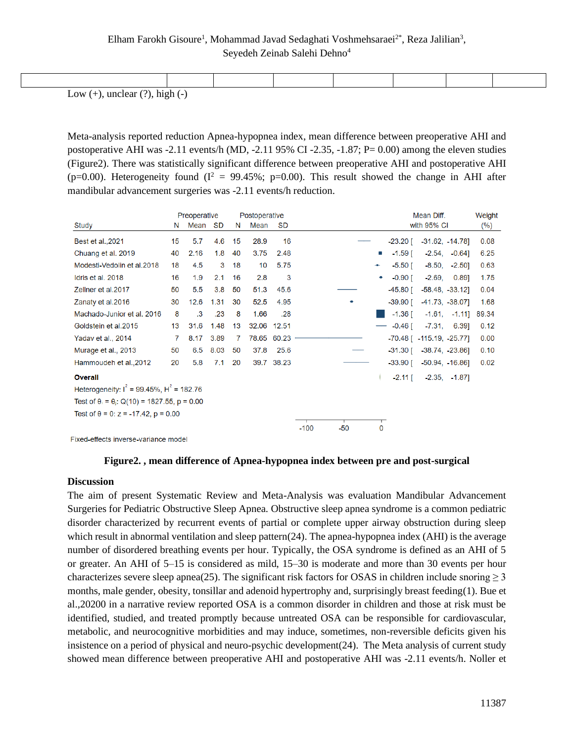| | | | | | | | |
|---|---|---|---|---|---|---|---|

Low (+), unclear (?), high (-)

Meta-analysis reported reduction Apnea-hypopnea index, mean difference between preoperative AHI and postoperative AHI was -2.11 events/h (MD, -2.11 95% CI -2.35, -1.87; P= 0.00) among the eleven studies (Figure2). There was statistically significant difference between preoperative AHI and postoperative AHI (p=0.00). Heterogeneity found ($I^2$ = 99.45%; p=0.00). This result showed the change in AHI after mandibular advancement surgeries was -2.11 events/h reduction.

| Study | Preoperative N | Preoperative Mean | Preoperative SD | Postoperative N | Postoperative Mean | Postoperative SD | Mean Diff. with 95% CI | Weight (%) |
|---|---|---|---|---|---|---|---|---|
| Best et al.,2021 | 15 | 5.7 | 4.6 | 15 | 28.9 | 16 | -23.20 [ -31.62, -14.78] | 0.08 |
| Chuang et al. 2019 | 40 | 2.16 | 1.8 | 40 | 3.75 | 2.48 | -1.59 [ -2.54, -0.64] | 6.25 |
| Modesti-Vedolin et al.2018 | 18 | 4.5 | 3 | 18 | 10 | 5.75 | -5.50 [ -8.50, -2.50] | 0.63 |
| Idris et al. 2018 | 16 | 1.9 | 2.1 | 16 | 2.8 | 3 | -0.90 [ -2.69, 0.89] | 1.75 |
| Zellner et al.2017 | 50 | 5.5 | 3.8 | 50 | 51.3 | 45.6 | -45.80 [ -58.48, -33.12] | 0.04 |
| Zanaty et al.2016 | 30 | 12.6 | 1.31 | 30 | 52.5 | 4.95 | -39.90 [ -41.73, -38.07] | 1.68 |
| Machado-Junior et al. 2016 | 8 | .3 | .23 | 8 | 1.66 | .28 | -1.36 [ -1.61, -1.11] | 89.34 |
| Goldstein et al.2015 | 13 | 31.6 | 1.48 | 13 | 32.06 | 12.51 | -0.46 [ -7.31, 6.39] | 0.12 |
| Yadav et al., 2014 | 7 | 8.17 | 3.89 | 7 | 78.65 | 60.23 | -70.48 [ -115.19, -25.77] | 0.00 |
| Murage et al., 2013 | 50 | 6.5 | 8.03 | 50 | 37.8 | 25.6 | -31.30 [ -38.74, -23.86] | 0.10 |
| Hammoudeh et al.,2012 | 20 | 5.8 | 7.1 | 20 | 39.7 | 38.23 | -33.90 [ -50.94, -16.86] | 0.02 |
| **Overall** | | | | | | | -2.11 [ -2.35, -1.87] | |

Heterogeneity: $I^2$ = 99.45%, $H^2$ = 182.76

Test of $\theta_i = \theta_j$: Q(10) = 1827.55, p = 0.00

Test of $\theta$ = 0: z = -17.42, p = 0.00

Fixed-effects inverse-variance model

**Figure2. , mean difference of Apnea-hypopnea index between pre and post-surgical**

## Discussion

The aim of present Systematic Review and Meta-Analysis was evaluation Mandibular Advancement Surgeries for Pediatric Obstructive Sleep Apnea. Obstructive sleep apnea syndrome is a common pediatric disorder characterized by recurrent events of partial or complete upper airway obstruction during sleep which result in abnormal ventilation and sleep pattern(24). The apnea-hypopnea index (AHI) is the average number of disordered breathing events per hour. Typically, the OSA syndrome is defined as an AHI of 5 or greater. An AHI of 5–15 is considered as mild, 15–30 is moderate and more than 30 events per hour characterizes severe sleep apnea(25). The significant risk factors for OSAS in children include snoring ≥ 3 months, male gender, obesity, tonsillar and adenoid hypertrophy and, surprisingly breast feeding(1). Bue et al.,20200 in a narrative review reported OSA is a common disorder in children and those at risk must be identified, studied, and treated promptly because untreated OSA can be responsible for cardiovascular, metabolic, and neurocognitive morbidities and may induce, sometimes, non-reversible deficits given his insistence on a period of physical and neuro-psychic development(24). The Meta analysis of current study showed mean difference between preoperative AHI and postoperative AHI was -2.11 events/h. Noller et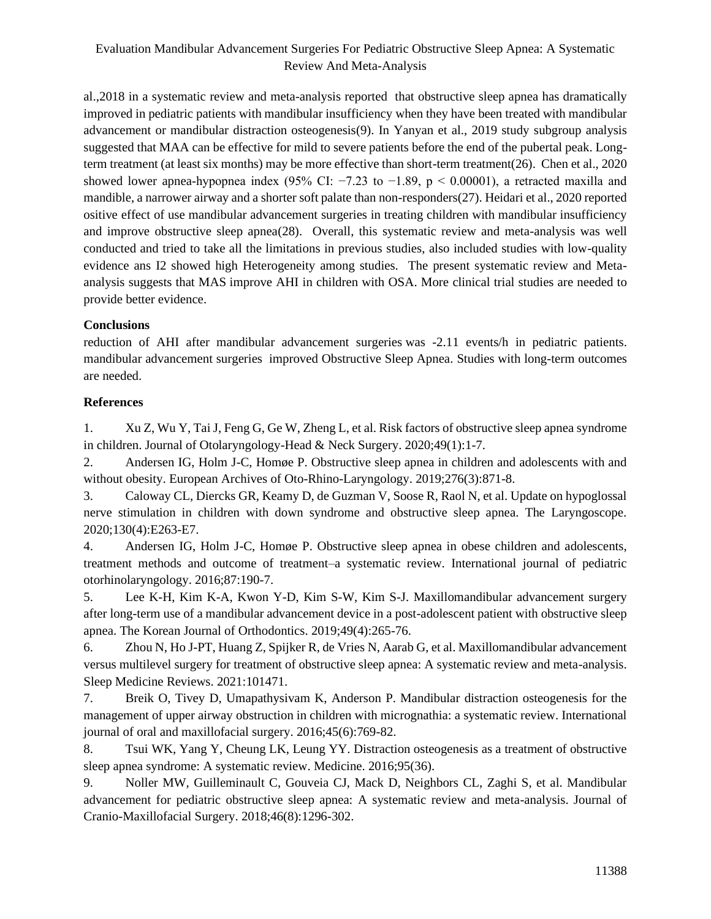al.,2018 in a systematic review and meta-analysis reported that obstructive sleep apnea has dramatically improved in pediatric patients with mandibular insufficiency when they have been treated with mandibular advancement or mandibular distraction osteogenesis(9). In Yanyan et al., 2019 study subgroup analysis suggested that MAA can be effective for mild to severe patients before the end of the pubertal peak. Long-term treatment (at least six months) may be more effective than short-term treatment(26). Chen et al., 2020 showed lower apnea-hypopnea index (95% CI: −7.23 to −1.89, $p < 0.00001$), a retracted maxilla and mandible, a narrower airway and a shorter soft palate than non-responders(27). Heidari et al., 2020 reported ositive effect of use mandibular advancement surgeries in treating children with mandibular insufficiency and improve obstructive sleep apnea(28). Overall, this systematic review and meta-analysis was well conducted and tried to take all the limitations in previous studies, also included studies with low-quality evidence ans I2 showed high Heterogeneity among studies. The present systematic review and Meta-analysis suggests that MAS improve AHI in children with OSA. More clinical trial studies are needed to provide better evidence.

**Conclusions**

reduction of AHI after mandibular advancement surgeries was -2.11 events/h in pediatric patients. mandibular advancement surgeries improved Obstructive Sleep Apnea. Studies with long-term outcomes are needed.

**References**

1. Xu Z, Wu Y, Tai J, Feng G, Ge W, Zheng L, et al. Risk factors of obstructive sleep apnea syndrome in children. Journal of Otolaryngology-Head & Neck Surgery. 2020;49(1):1-7.
2. Andersen IG, Holm J-C, Homøe P. Obstructive sleep apnea in children and adolescents with and without obesity. European Archives of Oto-Rhino-Laryngology. 2019;276(3):871-8.
3. Caloway CL, Diercks GR, Keamy D, de Guzman V, Soose R, Raol N, et al. Update on hypoglossal nerve stimulation in children with down syndrome and obstructive sleep apnea. The Laryngoscope. 2020;130(4):E263-E7.
4. Andersen IG, Holm J-C, Homøe P. Obstructive sleep apnea in obese children and adolescents, treatment methods and outcome of treatment–a systematic review. International journal of pediatric otorhinolaryngology. 2016;87:190-7.
5. Lee K-H, Kim K-A, Kwon Y-D, Kim S-W, Kim S-J. Maxillomandibular advancement surgery after long-term use of a mandibular advancement device in a post-adolescent patient with obstructive sleep apnea. The Korean Journal of Orthodontics. 2019;49(4):265-76.
6. Zhou N, Ho J-PT, Huang Z, Spijker R, de Vries N, Aarab G, et al. Maxillomandibular advancement versus multilevel surgery for treatment of obstructive sleep apnea: A systematic review and meta-analysis. Sleep Medicine Reviews. 2021:101471.
7. Breik O, Tivey D, Umapathysivam K, Anderson P. Mandibular distraction osteogenesis for the management of upper airway obstruction in children with micrognathia: a systematic review. International journal of oral and maxillofacial surgery. 2016;45(6):769-82.
8. Tsui WK, Yang Y, Cheung LK, Leung YY. Distraction osteogenesis as a treatment of obstructive sleep apnea syndrome: A systematic review. Medicine. 2016;95(36).
9. Noller MW, Guilleminault C, Gouveia CJ, Mack D, Neighbors CL, Zaghi S, et al. Mandibular advancement for pediatric obstructive sleep apnea: A systematic review and meta-analysis. Journal of Cranio-Maxillofacial Surgery. 2018;46(8):1296-302.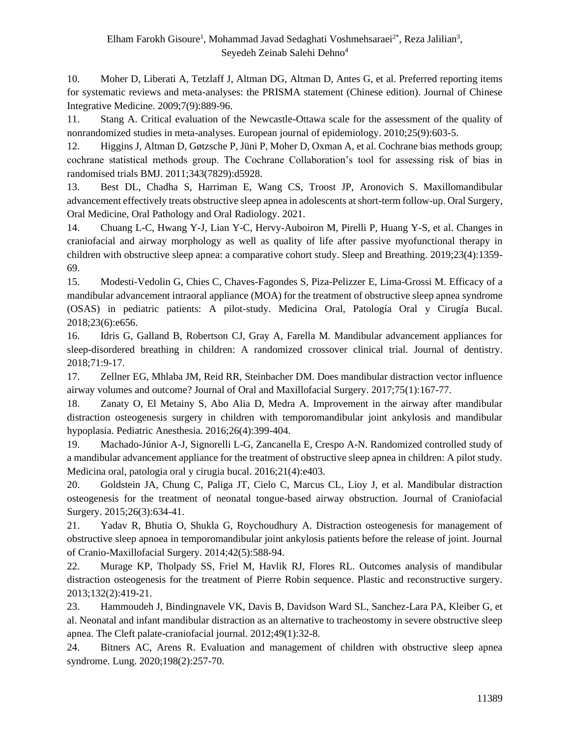10. Moher D, Liberati A, Tetzlaff J, Altman DG, Altman D, Antes G, et al. Preferred reporting items for systematic reviews and meta-analyses: the PRISMA statement (Chinese edition). Journal of Chinese Integrative Medicine. 2009;7(9):889-96.

11. Stang A. Critical evaluation of the Newcastle-Ottawa scale for the assessment of the quality of nonrandomized studies in meta-analyses. European journal of epidemiology. 2010;25(9):603-5.

12. Higgins J, Altman D, Gøtzsche P, Jüni P, Moher D, Oxman A, et al. Cochrane bias methods group; cochrane statistical methods group. The Cochrane Collaboration's tool for assessing risk of bias in randomised trials BMJ. 2011;343(7829):d5928.

13. Best DL, Chadha S, Harriman E, Wang CS, Troost JP, Aronovich S. Maxillomandibular advancement effectively treats obstructive sleep apnea in adolescents at short-term follow-up. Oral Surgery, Oral Medicine, Oral Pathology and Oral Radiology. 2021.

14. Chuang L-C, Hwang Y-J, Lian Y-C, Hervy-Auboiron M, Pirelli P, Huang Y-S, et al. Changes in craniofacial and airway morphology as well as quality of life after passive myofunctional therapy in children with obstructive sleep apnea: a comparative cohort study. Sleep and Breathing. 2019;23(4):1359-69.

15. Modesti-Vedolin G, Chies C, Chaves-Fagondes S, Piza-Pelizzer E, Lima-Grossi M. Efficacy of a mandibular advancement intraoral appliance (MOA) for the treatment of obstructive sleep apnea syndrome (OSAS) in pediatric patients: A pilot-study. Medicina Oral, Patología Oral y Cirugía Bucal. 2018;23(6):e656.

16. Idris G, Galland B, Robertson CJ, Gray A, Farella M. Mandibular advancement appliances for sleep-disordered breathing in children: A randomized crossover clinical trial. Journal of dentistry. 2018;71:9-17.

17. Zellner EG, Mhlaba JM, Reid RR, Steinbacher DM. Does mandibular distraction vector influence airway volumes and outcome? Journal of Oral and Maxillofacial Surgery. 2017;75(1):167-77.

18. Zanaty O, El Metainy S, Abo Alia D, Medra A. Improvement in the airway after mandibular distraction osteogenesis surgery in children with temporomandibular joint ankylosis and mandibular hypoplasia. Pediatric Anesthesia. 2016;26(4):399-404.

19. Machado-Júnior A-J, Signorelli L-G, Zancanella E, Crespo A-N. Randomized controlled study of a mandibular advancement appliance for the treatment of obstructive sleep apnea in children: A pilot study. Medicina oral, patologia oral y cirugia bucal. 2016;21(4):e403.

20. Goldstein JA, Chung C, Paliga JT, Cielo C, Marcus CL, Lioy J, et al. Mandibular distraction osteogenesis for the treatment of neonatal tongue-based airway obstruction. Journal of Craniofacial Surgery. 2015;26(3):634-41.

21. Yadav R, Bhutia O, Shukla G, Roychoudhury A. Distraction osteogenesis for management of obstructive sleep apnoea in temporomandibular joint ankylosis patients before the release of joint. Journal of Cranio-Maxillofacial Surgery. 2014;42(5):588-94.

22. Murage KP, Tholpady SS, Friel M, Havlik RJ, Flores RL. Outcomes analysis of mandibular distraction osteogenesis for the treatment of Pierre Robin sequence. Plastic and reconstructive surgery. 2013;132(2):419-21.

23. Hammoudeh J, Bindingnavele VK, Davis B, Davidson Ward SL, Sanchez-Lara PA, Kleiber G, et al. Neonatal and infant mandibular distraction as an alternative to tracheostomy in severe obstructive sleep apnea. The Cleft palate-craniofacial journal. 2012;49(1):32-8.

24. Bitners AC, Arens R. Evaluation and management of children with obstructive sleep apnea syndrome. Lung. 2020;198(2):257-70.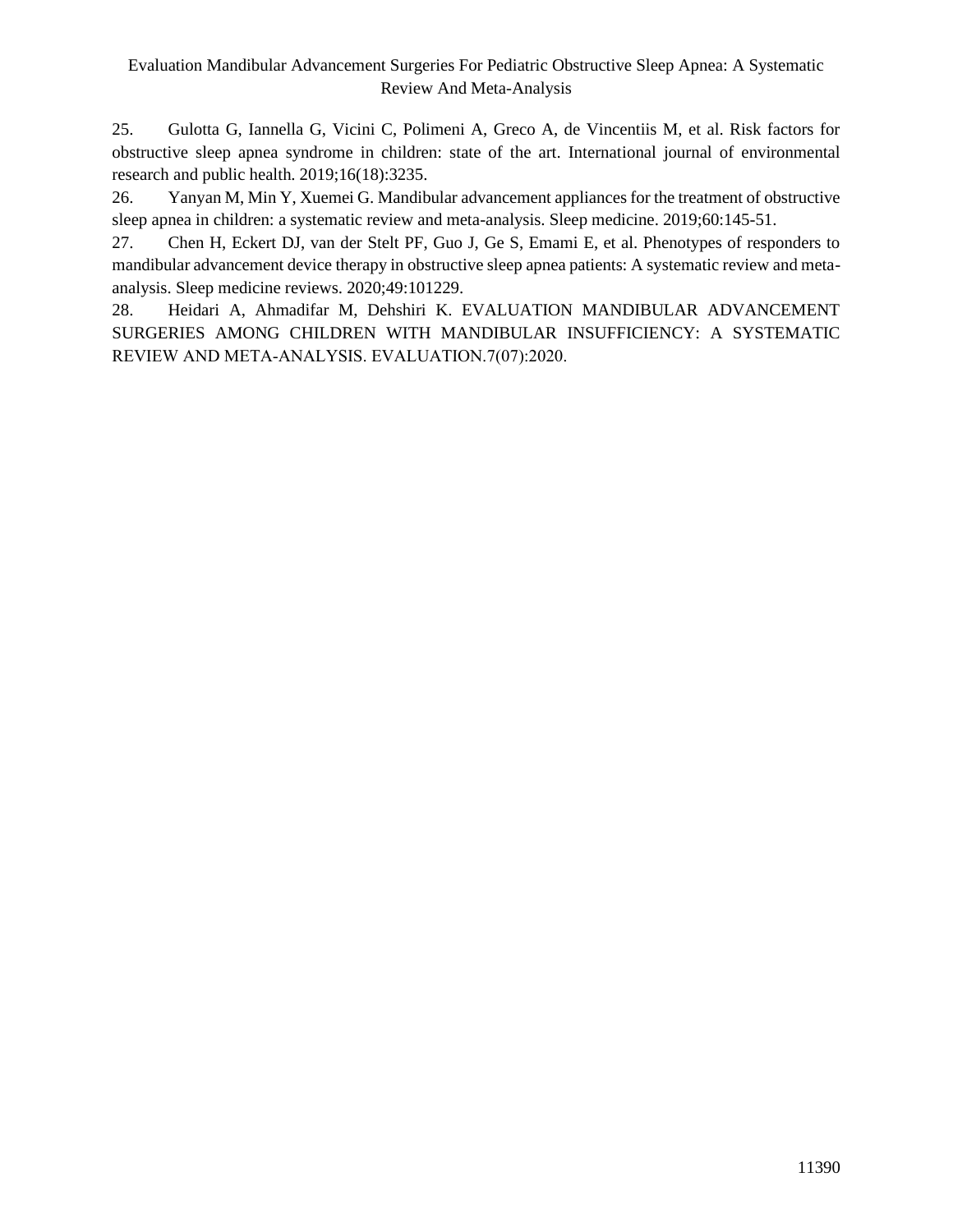25. Gulotta G, Iannella G, Vicini C, Polimeni A, Greco A, de Vincentiis M, et al. Risk factors for obstructive sleep apnea syndrome in children: state of the art. International journal of environmental research and public health. 2019;16(18):3235.

26. Yanyan M, Min Y, Xuemei G. Mandibular advancement appliances for the treatment of obstructive sleep apnea in children: a systematic review and meta-analysis. Sleep medicine. 2019;60:145-51.

27. Chen H, Eckert DJ, van der Stelt PF, Guo J, Ge S, Emami E, et al. Phenotypes of responders to mandibular advancement device therapy in obstructive sleep apnea patients: A systematic review and meta-analysis. Sleep medicine reviews. 2020;49:101229.

28. Heidari A, Ahmadifar M, Dehshiri K. EVALUATION MANDIBULAR ADVANCEMENT SURGERIES AMONG CHILDREN WITH MANDIBULAR INSUFFICIENCY: A SYSTEMATIC REVIEW AND META-ANALYSIS. EVALUATION.7(07):2020.